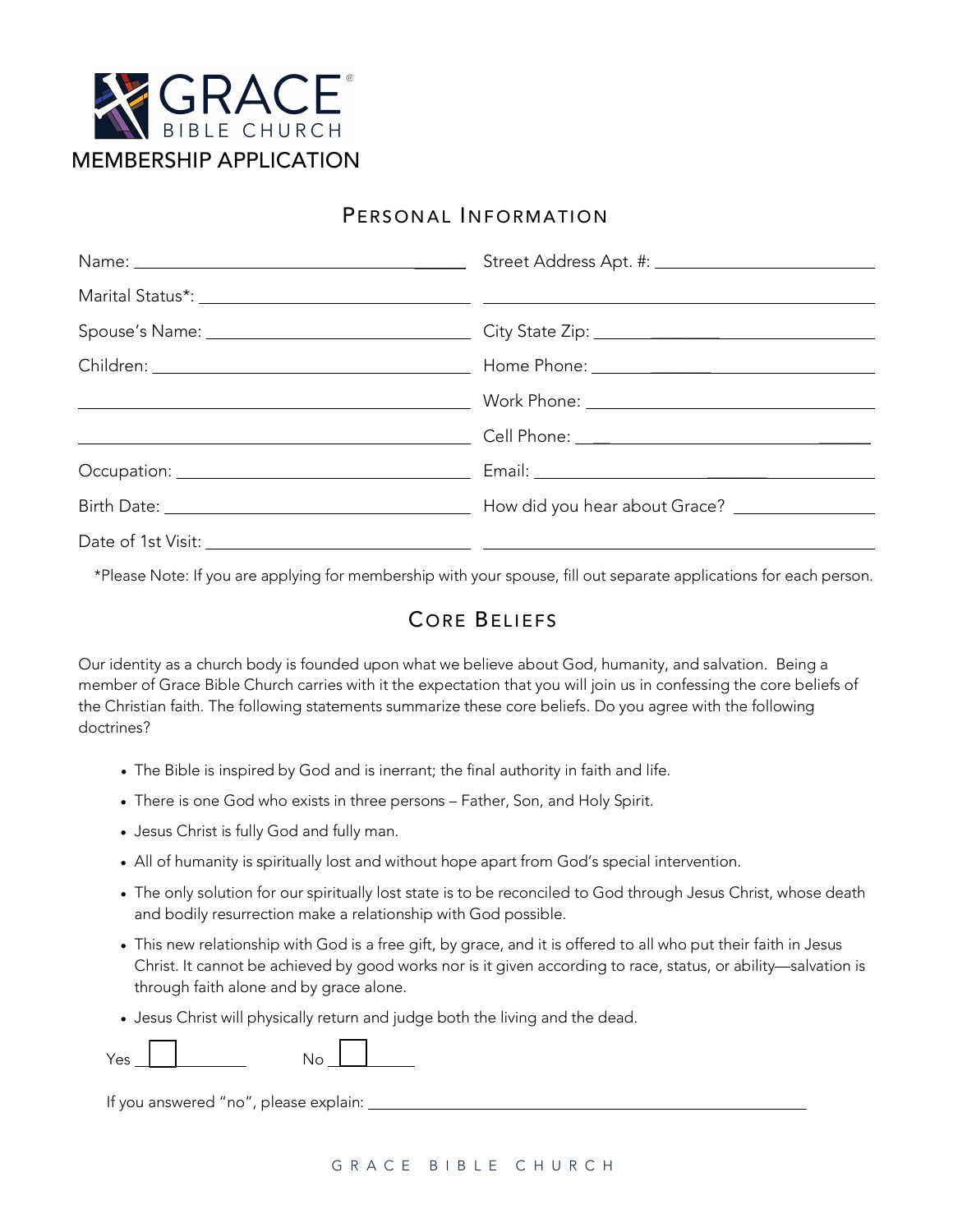# GRACE BIBLE CHURCH

## MEMBERSHIP APPLICATION

### Personal Information

| | |
|---|---|
| Name: ______________________ | Street Address Apt. #: ______________________ |
| Marital Status*: ______________________ | ______________________ |
| Spouse's Name: ______________________ | City State Zip: ______________________ |
| Children: ______________________ | Home Phone: ______________________ |
| ______________________ | Work Phone: ______________________ |
| ______________________ | Cell Phone: ______________________ |
| Occupation: ______________________ | Email: ______________________ |
| Birth Date: ______________________ | How did you hear about Grace? ______________________ |
| Date of 1st Visit: ______________________ | ______________________ |

*Please Note: If you are applying for membership with your spouse, fill out separate applications for each person.

### Core Beliefs

Our identity as a church body is founded upon what we believe about God, humanity, and salvation. Being a member of Grace Bible Church carries with it the expectation that you will join us in confessing the core beliefs of the Christian faith. The following statements summarize these core beliefs. Do you agree with the following doctrines?

- The Bible is inspired by God and is inerrant; the final authority in faith and life.
- There is one God who exists in three persons – Father, Son, and Holy Spirit.
- Jesus Christ is fully God and fully man.
- All of humanity is spiritually lost and without hope apart from God's special intervention.
- The only solution for our spiritually lost state is to be reconciled to God through Jesus Christ, whose death and bodily resurrection make a relationship with God possible.
- This new relationship with God is a free gift, by grace, and it is offered to all who put their faith in Jesus Christ. It cannot be achieved by good works nor is it given according to race, status, or ability—salvation is through faith alone and by grace alone.
- Jesus Christ will physically return and judge both the living and the dead.

Yes ☐ No ☐

If you answered "no", please explain: ______________________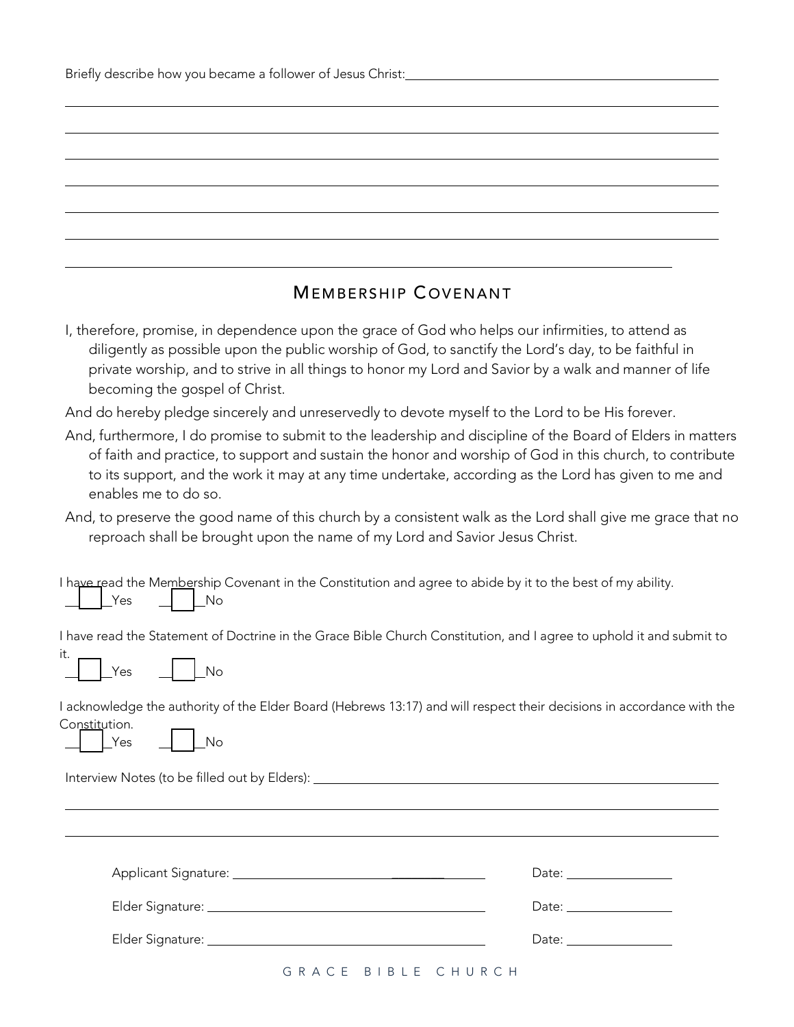Briefly describe how you became a follower of Jesus Christ: ______________________________

______________________________

______________________________

______________________________

______________________________

______________________________

______________________________

______________________________

## Membership Covenant

I, therefore, promise, in dependence upon the grace of God who helps our infirmities, to attend as diligently as possible upon the public worship of God, to sanctify the Lord's day, to be faithful in private worship, and to strive in all things to honor my Lord and Savior by a walk and manner of life becoming the gospel of Christ.

And do hereby pledge sincerely and unreservedly to devote myself to the Lord to be His forever.

And, furthermore, I do promise to submit to the leadership and discipline of the Board of Elders in matters of faith and practice, to support and sustain the honor and worship of God in this church, to contribute to its support, and the work it may at any time undertake, according as the Lord has given to me and enables me to do so.

And, to preserve the good name of this church by a consistent walk as the Lord shall give me grace that no reproach shall be brought upon the name of my Lord and Savior Jesus Christ.

I have read the Membership Covenant in the Constitution and agree to abide by it to the best of my ability.

☐ Yes ☐ No

I have read the Statement of Doctrine in the Grace Bible Church Constitution, and I agree to uphold it and submit to it.

☐ Yes ☐ No

I acknowledge the authority of the Elder Board (Hebrews 13:17) and will respect their decisions in accordance with the Constitution.

☐ Yes ☐ No

Interview Notes (to be filled out by Elders): ______________________________

______________________________

______________________________

Applicant Signature: ______________________________ Date: ______________

Elder Signature: ______________________________ Date: ______________

Elder Signature: ______________________________ Date: ______________